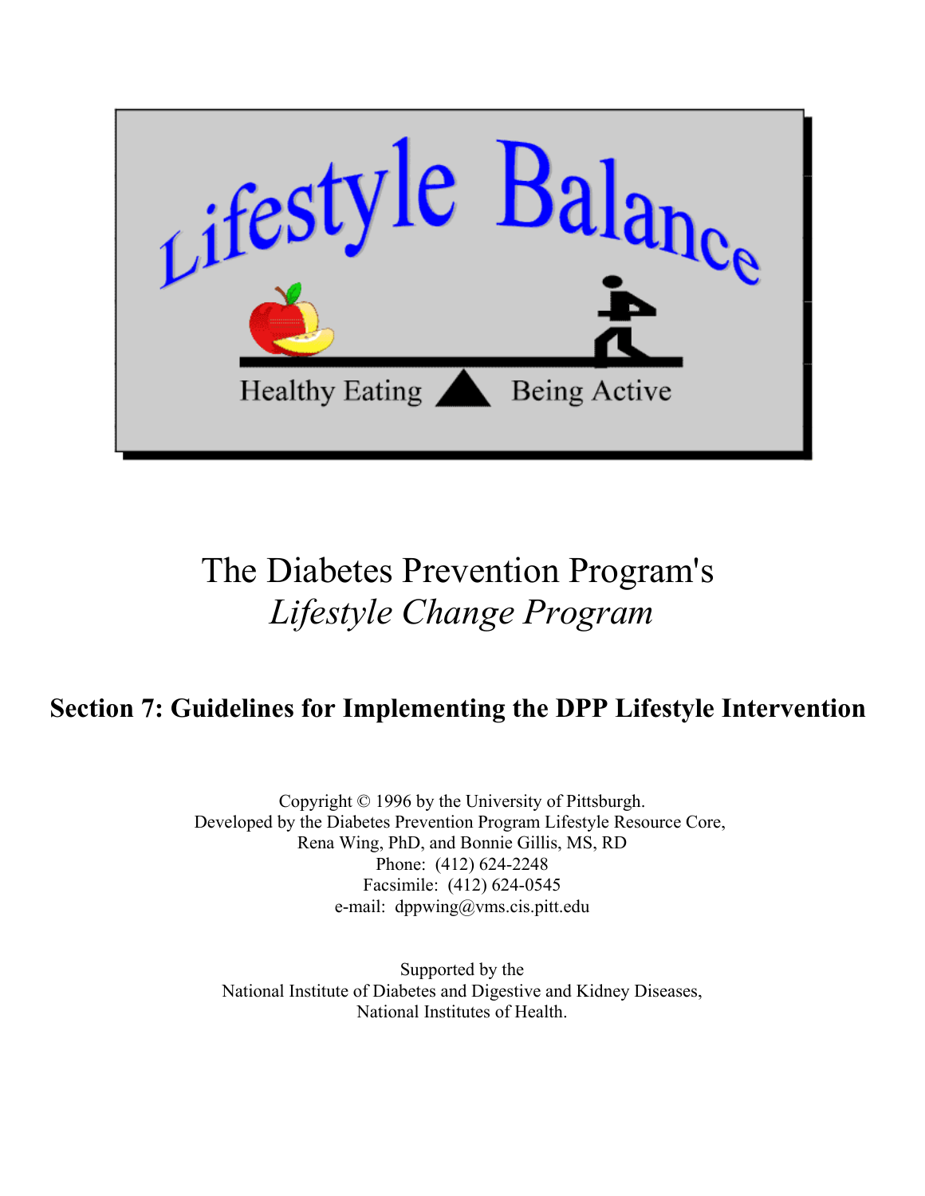Lifestyle Balance

Healthy Eating — Being Active

# The Diabetes Prevention Program's
# *Lifestyle Change Program*

## Section 7: Guidelines for Implementing the DPP Lifestyle Intervention

Copyright © 1996 by the University of Pittsburgh.
Developed by the Diabetes Prevention Program Lifestyle Resource Core,
Rena Wing, PhD, and Bonnie Gillis, MS, RD
Phone: (412) 624-2248
Facsimile: (412) 624-0545
e-mail: dppwing@vms.cis.pitt.edu

Supported by the
National Institute of Diabetes and Digestive and Kidney Diseases,
National Institutes of Health.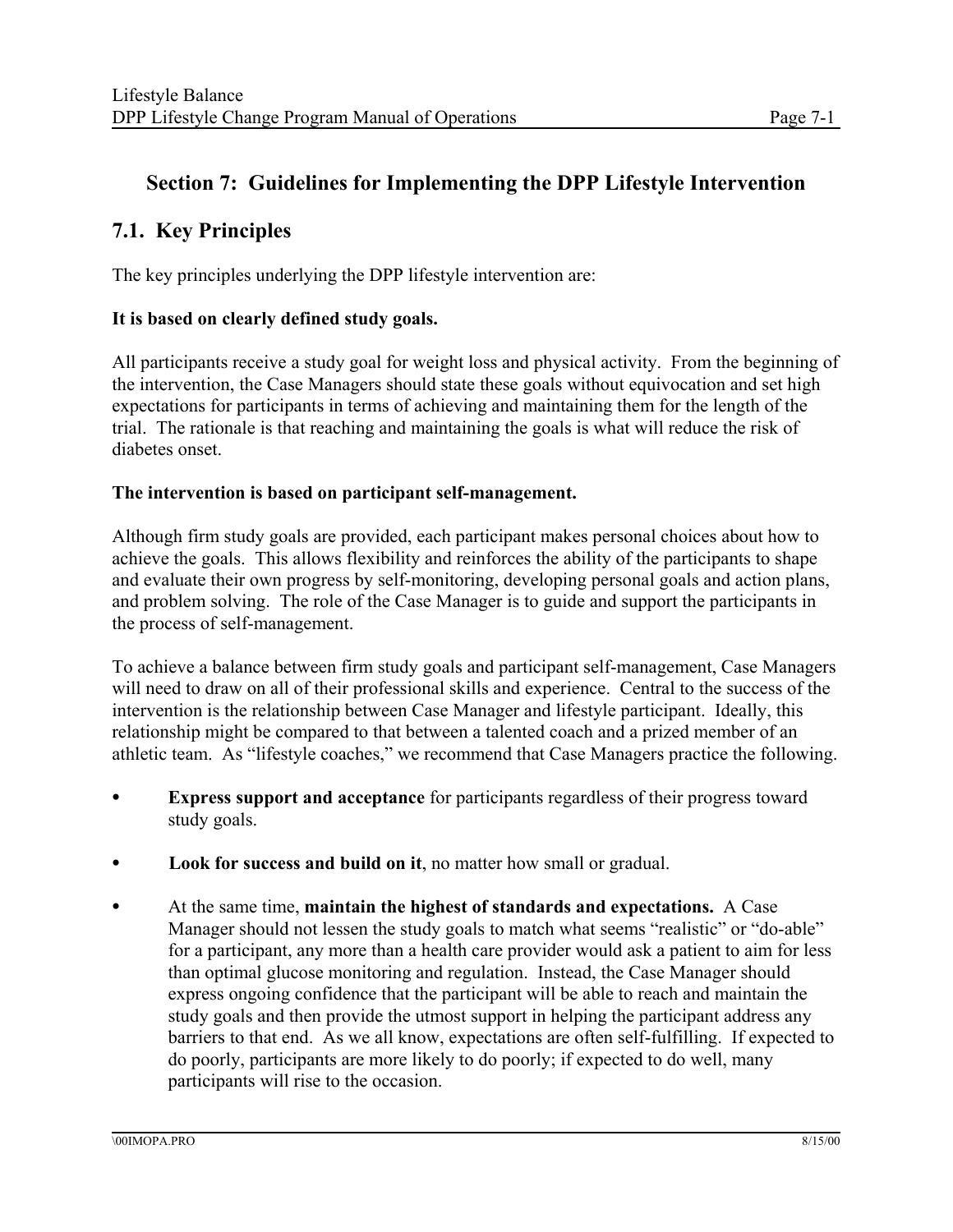## Section 7: Guidelines for Implementing the DPP Lifestyle Intervention

## 7.1. Key Principles

The key principles underlying the DPP lifestyle intervention are:

**It is based on clearly defined study goals.**

All participants receive a study goal for weight loss and physical activity. From the beginning of the intervention, the Case Managers should state these goals without equivocation and set high expectations for participants in terms of achieving and maintaining them for the length of the trial. The rationale is that reaching and maintaining the goals is what will reduce the risk of diabetes onset.

**The intervention is based on participant self-management.**

Although firm study goals are provided, each participant makes personal choices about how to achieve the goals. This allows flexibility and reinforces the ability of the participants to shape and evaluate their own progress by self-monitoring, developing personal goals and action plans, and problem solving. The role of the Case Manager is to guide and support the participants in the process of self-management.

To achieve a balance between firm study goals and participant self-management, Case Managers will need to draw on all of their professional skills and experience. Central to the success of the intervention is the relationship between Case Manager and lifestyle participant. Ideally, this relationship might be compared to that between a talented coach and a prized member of an athletic team. As "lifestyle coaches," we recommend that Case Managers practice the following.

- **Express support and acceptance** for participants regardless of their progress toward study goals.
- **Look for success and build on it**, no matter how small or gradual.
- At the same time, **maintain the highest of standards and expectations.** A Case Manager should not lessen the study goals to match what seems "realistic" or "do-able" for a participant, any more than a health care provider would ask a patient to aim for less than optimal glucose monitoring and regulation. Instead, the Case Manager should express ongoing confidence that the participant will be able to reach and maintain the study goals and then provide the utmost support in helping the participant address any barriers to that end. As we all know, expectations are often self-fulfilling. If expected to do poorly, participants are more likely to do poorly; if expected to do well, many participants will rise to the occasion.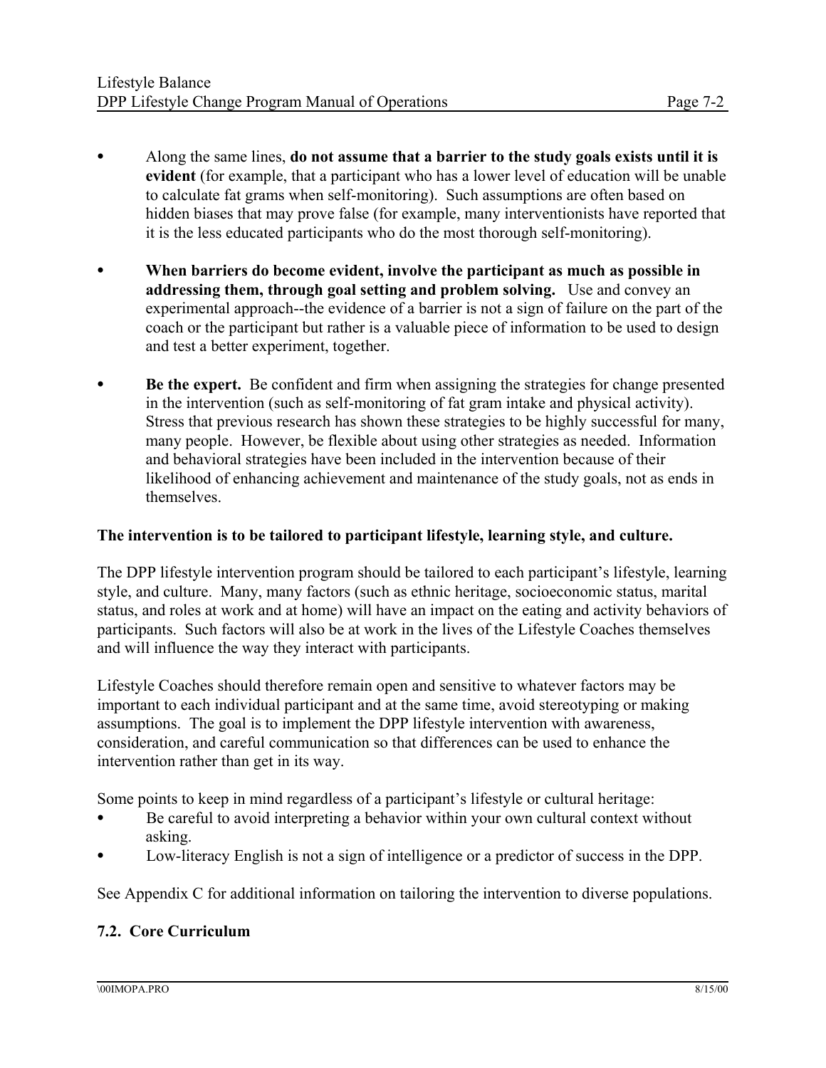- Along the same lines, **do not assume that a barrier to the study goals exists until it is evident** (for example, that a participant who has a lower level of education will be unable to calculate fat grams when self-monitoring). Such assumptions are often based on hidden biases that may prove false (for example, many interventionists have reported that it is the less educated participants who do the most thorough self-monitoring).

- **When barriers do become evident, involve the participant as much as possible in addressing them, through goal setting and problem solving.** Use and convey an experimental approach--the evidence of a barrier is not a sign of failure on the part of the coach or the participant but rather is a valuable piece of information to be used to design and test a better experiment, together.

- **Be the expert.** Be confident and firm when assigning the strategies for change presented in the intervention (such as self-monitoring of fat gram intake and physical activity). Stress that previous research has shown these strategies to be highly successful for many, many people. However, be flexible about using other strategies as needed. Information and behavioral strategies have been included in the intervention because of their likelihood of enhancing achievement and maintenance of the study goals, not as ends in themselves.

**The intervention is to be tailored to participant lifestyle, learning style, and culture.**

The DPP lifestyle intervention program should be tailored to each participant's lifestyle, learning style, and culture. Many, many factors (such as ethnic heritage, socioeconomic status, marital status, and roles at work and at home) will have an impact on the eating and activity behaviors of participants. Such factors will also be at work in the lives of the Lifestyle Coaches themselves and will influence the way they interact with participants.

Lifestyle Coaches should therefore remain open and sensitive to whatever factors may be important to each individual participant and at the same time, avoid stereotyping or making assumptions. The goal is to implement the DPP lifestyle intervention with awareness, consideration, and careful communication so that differences can be used to enhance the intervention rather than get in its way.

Some points to keep in mind regardless of a participant's lifestyle or cultural heritage:

- Be careful to avoid interpreting a behavior within your own cultural context without asking.
- Low-literacy English is not a sign of intelligence or a predictor of success in the DPP.

See Appendix C for additional information on tailoring the intervention to diverse populations.

### 7.2. Core Curriculum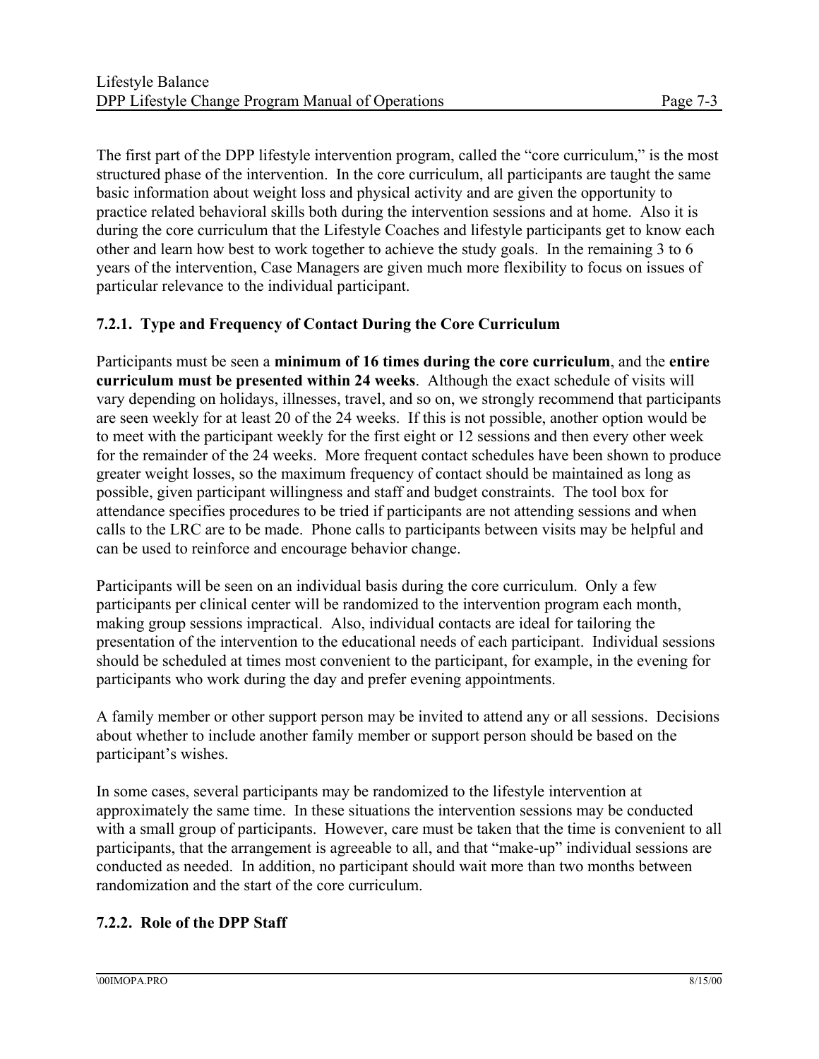The first part of the DPP lifestyle intervention program, called the "core curriculum," is the most structured phase of the intervention. In the core curriculum, all participants are taught the same basic information about weight loss and physical activity and are given the opportunity to practice related behavioral skills both during the intervention sessions and at home. Also it is during the core curriculum that the Lifestyle Coaches and lifestyle participants get to know each other and learn how best to work together to achieve the study goals. In the remaining 3 to 6 years of the intervention, Case Managers are given much more flexibility to focus on issues of particular relevance to the individual participant.

### 7.2.1. Type and Frequency of Contact During the Core Curriculum

Participants must be seen a **minimum of 16 times during the core curriculum**, and the **entire curriculum must be presented within 24 weeks**. Although the exact schedule of visits will vary depending on holidays, illnesses, travel, and so on, we strongly recommend that participants are seen weekly for at least 20 of the 24 weeks. If this is not possible, another option would be to meet with the participant weekly for the first eight or 12 sessions and then every other week for the remainder of the 24 weeks. More frequent contact schedules have been shown to produce greater weight losses, so the maximum frequency of contact should be maintained as long as possible, given participant willingness and staff and budget constraints. The tool box for attendance specifies procedures to be tried if participants are not attending sessions and when calls to the LRC are to be made. Phone calls to participants between visits may be helpful and can be used to reinforce and encourage behavior change.

Participants will be seen on an individual basis during the core curriculum. Only a few participants per clinical center will be randomized to the intervention program each month, making group sessions impractical. Also, individual contacts are ideal for tailoring the presentation of the intervention to the educational needs of each participant. Individual sessions should be scheduled at times most convenient to the participant, for example, in the evening for participants who work during the day and prefer evening appointments.

A family member or other support person may be invited to attend any or all sessions. Decisions about whether to include another family member or support person should be based on the participant's wishes.

In some cases, several participants may be randomized to the lifestyle intervention at approximately the same time. In these situations the intervention sessions may be conducted with a small group of participants. However, care must be taken that the time is convenient to all participants, that the arrangement is agreeable to all, and that "make-up" individual sessions are conducted as needed. In addition, no participant should wait more than two months between randomization and the start of the core curriculum.

### 7.2.2. Role of the DPP Staff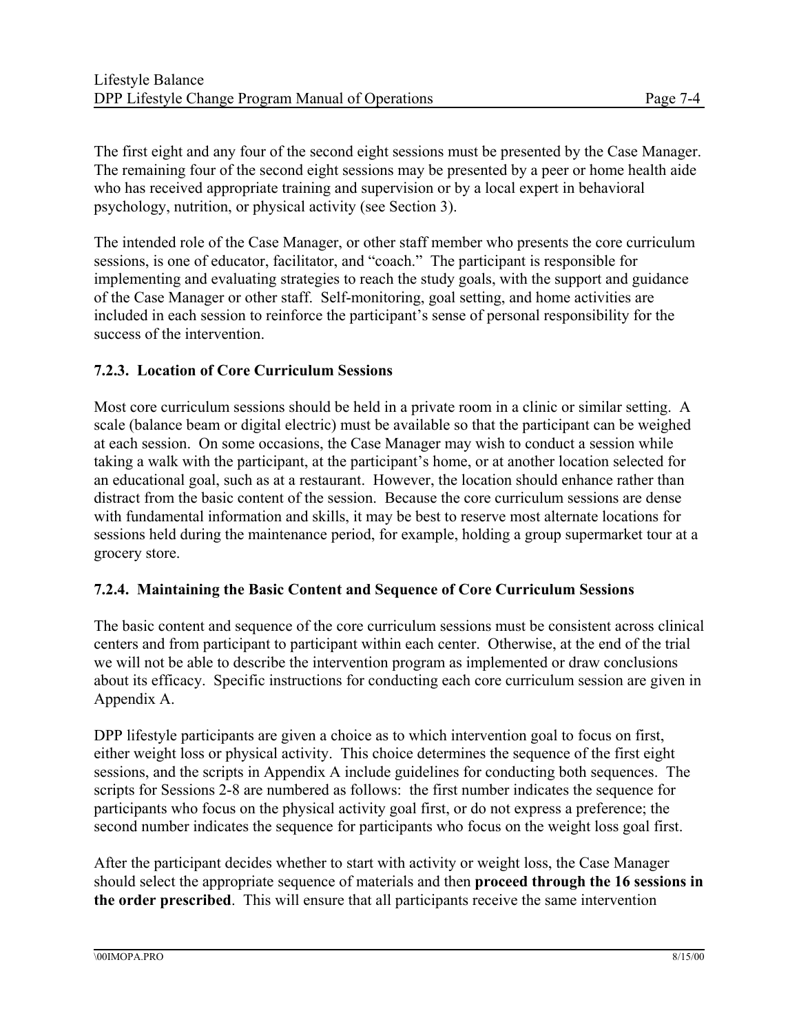The first eight and any four of the second eight sessions must be presented by the Case Manager. The remaining four of the second eight sessions may be presented by a peer or home health aide who has received appropriate training and supervision or by a local expert in behavioral psychology, nutrition, or physical activity (see Section 3).

The intended role of the Case Manager, or other staff member who presents the core curriculum sessions, is one of educator, facilitator, and "coach." The participant is responsible for implementing and evaluating strategies to reach the study goals, with the support and guidance of the Case Manager or other staff. Self-monitoring, goal setting, and home activities are included in each session to reinforce the participant's sense of personal responsibility for the success of the intervention.

### 7.2.3. Location of Core Curriculum Sessions

Most core curriculum sessions should be held in a private room in a clinic or similar setting. A scale (balance beam or digital electric) must be available so that the participant can be weighed at each session. On some occasions, the Case Manager may wish to conduct a session while taking a walk with the participant, at the participant's home, or at another location selected for an educational goal, such as at a restaurant. However, the location should enhance rather than distract from the basic content of the session. Because the core curriculum sessions are dense with fundamental information and skills, it may be best to reserve most alternate locations for sessions held during the maintenance period, for example, holding a group supermarket tour at a grocery store.

### 7.2.4. Maintaining the Basic Content and Sequence of Core Curriculum Sessions

The basic content and sequence of the core curriculum sessions must be consistent across clinical centers and from participant to participant within each center. Otherwise, at the end of the trial we will not be able to describe the intervention program as implemented or draw conclusions about its efficacy. Specific instructions for conducting each core curriculum session are given in Appendix A.

DPP lifestyle participants are given a choice as to which intervention goal to focus on first, either weight loss or physical activity. This choice determines the sequence of the first eight sessions, and the scripts in Appendix A include guidelines for conducting both sequences. The scripts for Sessions 2-8 are numbered as follows: the first number indicates the sequence for participants who focus on the physical activity goal first, or do not express a preference; the second number indicates the sequence for participants who focus on the weight loss goal first.

After the participant decides whether to start with activity or weight loss, the Case Manager should select the appropriate sequence of materials and then **proceed through the 16 sessions in the order prescribed**. This will ensure that all participants receive the same intervention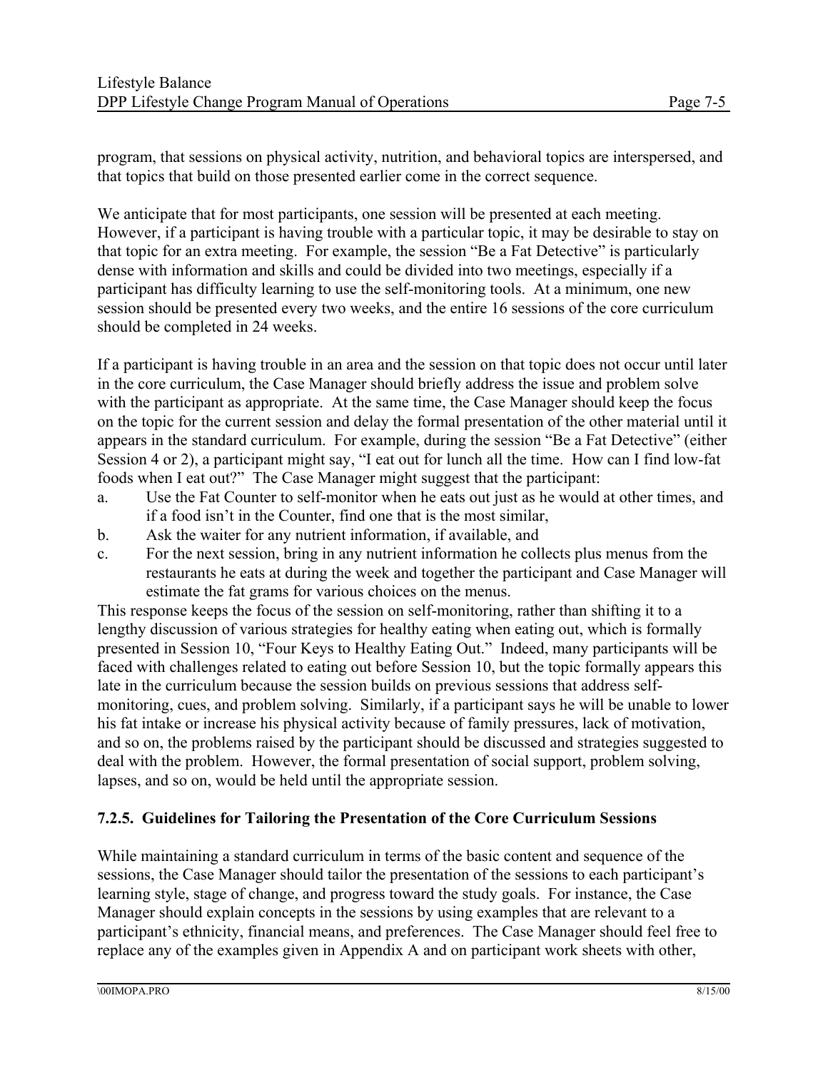program, that sessions on physical activity, nutrition, and behavioral topics are interspersed, and that topics that build on those presented earlier come in the correct sequence.

We anticipate that for most participants, one session will be presented at each meeting. However, if a participant is having trouble with a particular topic, it may be desirable to stay on that topic for an extra meeting. For example, the session "Be a Fat Detective" is particularly dense with information and skills and could be divided into two meetings, especially if a participant has difficulty learning to use the self-monitoring tools. At a minimum, one new session should be presented every two weeks, and the entire 16 sessions of the core curriculum should be completed in 24 weeks.

If a participant is having trouble in an area and the session on that topic does not occur until later in the core curriculum, the Case Manager should briefly address the issue and problem solve with the participant as appropriate. At the same time, the Case Manager should keep the focus on the topic for the current session and delay the formal presentation of the other material until it appears in the standard curriculum. For example, during the session "Be a Fat Detective" (either Session 4 or 2), a participant might say, "I eat out for lunch all the time. How can I find low-fat foods when I eat out?" The Case Manager might suggest that the participant:

a. Use the Fat Counter to self-monitor when he eats out just as he would at other times, and if a food isn't in the Counter, find one that is the most similar,
b. Ask the waiter for any nutrient information, if available, and
c. For the next session, bring in any nutrient information he collects plus menus from the restaurants he eats at during the week and together the participant and Case Manager will estimate the fat grams for various choices on the menus.

This response keeps the focus of the session on self-monitoring, rather than shifting it to a lengthy discussion of various strategies for healthy eating when eating out, which is formally presented in Session 10, "Four Keys to Healthy Eating Out." Indeed, many participants will be faced with challenges related to eating out before Session 10, but the topic formally appears this late in the curriculum because the session builds on previous sessions that address self-monitoring, cues, and problem solving. Similarly, if a participant says he will be unable to lower his fat intake or increase his physical activity because of family pressures, lack of motivation, and so on, the problems raised by the participant should be discussed and strategies suggested to deal with the problem. However, the formal presentation of social support, problem solving, lapses, and so on, would be held until the appropriate session.

### 7.2.5. Guidelines for Tailoring the Presentation of the Core Curriculum Sessions

While maintaining a standard curriculum in terms of the basic content and sequence of the sessions, the Case Manager should tailor the presentation of the sessions to each participant's learning style, stage of change, and progress toward the study goals. For instance, the Case Manager should explain concepts in the sessions by using examples that are relevant to a participant's ethnicity, financial means, and preferences. The Case Manager should feel free to replace any of the examples given in Appendix A and on participant work sheets with other,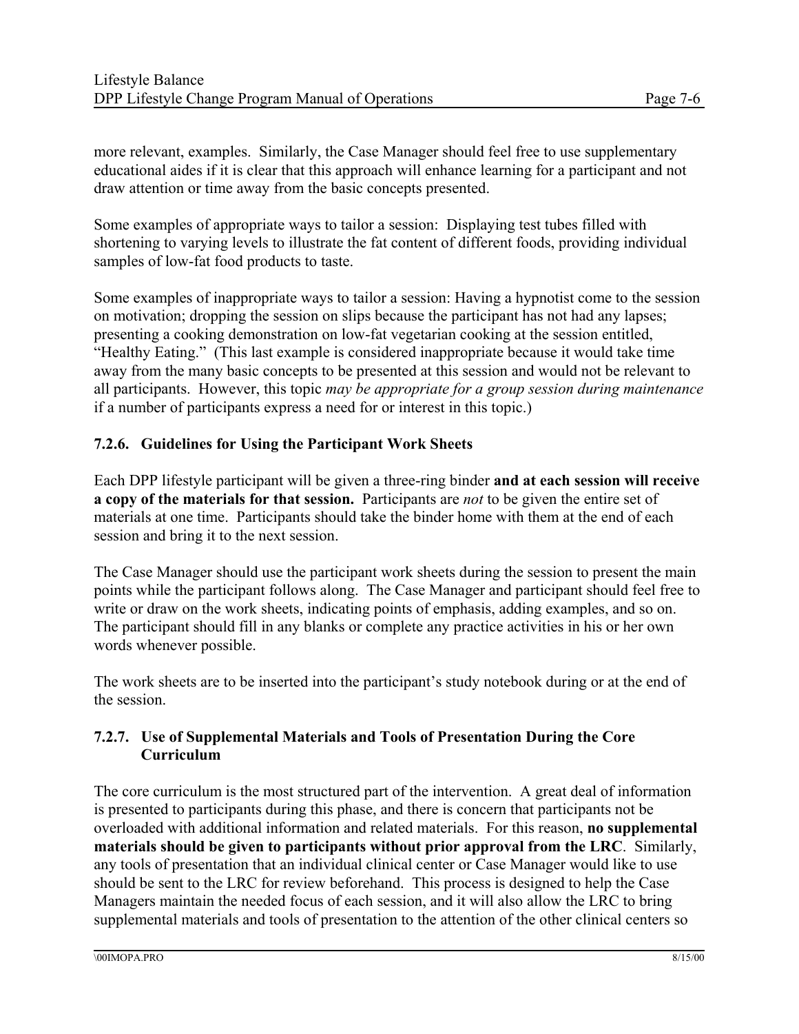more relevant, examples. Similarly, the Case Manager should feel free to use supplementary educational aides if it is clear that this approach will enhance learning for a participant and not draw attention or time away from the basic concepts presented.

Some examples of appropriate ways to tailor a session: Displaying test tubes filled with shortening to varying levels to illustrate the fat content of different foods, providing individual samples of low-fat food products to taste.

Some examples of inappropriate ways to tailor a session: Having a hypnotist come to the session on motivation; dropping the session on slips because the participant has not had any lapses; presenting a cooking demonstration on low-fat vegetarian cooking at the session entitled, "Healthy Eating." (This last example is considered inappropriate because it would take time away from the many basic concepts to be presented at this session and would not be relevant to all participants. However, this topic *may be appropriate for a group session during maintenance* if a number of participants express a need for or interest in this topic.)

### 7.2.6. Guidelines for Using the Participant Work Sheets

Each DPP lifestyle participant will be given a three-ring binder **and at each session will receive a copy of the materials for that session.** Participants are *not* to be given the entire set of materials at one time. Participants should take the binder home with them at the end of each session and bring it to the next session.

The Case Manager should use the participant work sheets during the session to present the main points while the participant follows along. The Case Manager and participant should feel free to write or draw on the work sheets, indicating points of emphasis, adding examples, and so on. The participant should fill in any blanks or complete any practice activities in his or her own words whenever possible.

The work sheets are to be inserted into the participant's study notebook during or at the end of the session.

### 7.2.7. Use of Supplemental Materials and Tools of Presentation During the Core Curriculum

The core curriculum is the most structured part of the intervention. A great deal of information is presented to participants during this phase, and there is concern that participants not be overloaded with additional information and related materials. For this reason, **no supplemental materials should be given to participants without prior approval from the LRC**. Similarly, any tools of presentation that an individual clinical center or Case Manager would like to use should be sent to the LRC for review beforehand. This process is designed to help the Case Managers maintain the needed focus of each session, and it will also allow the LRC to bring supplemental materials and tools of presentation to the attention of the other clinical centers so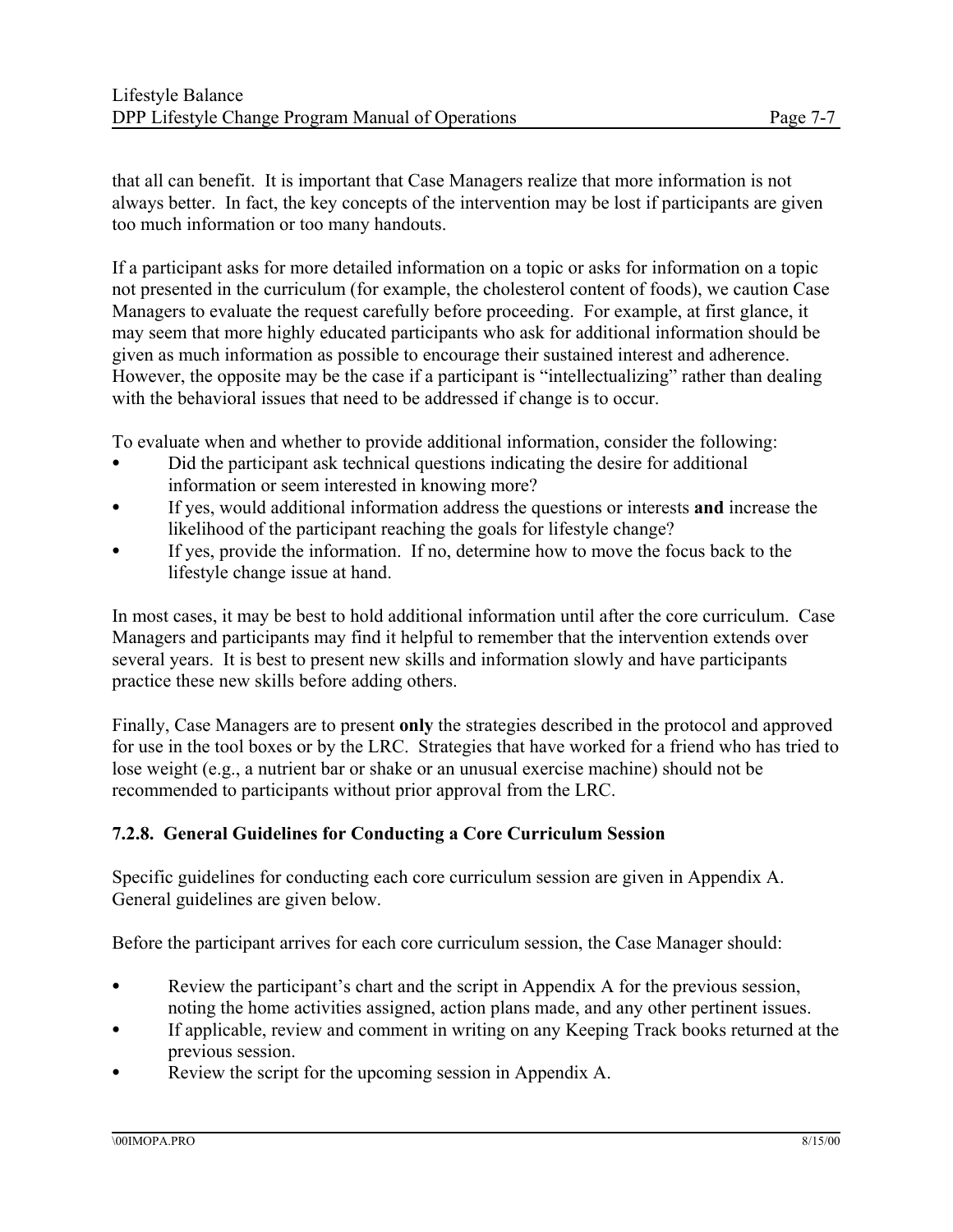that all can benefit. It is important that Case Managers realize that more information is not always better. In fact, the key concepts of the intervention may be lost if participants are given too much information or too many handouts.

If a participant asks for more detailed information on a topic or asks for information on a topic not presented in the curriculum (for example, the cholesterol content of foods), we caution Case Managers to evaluate the request carefully before proceeding. For example, at first glance, it may seem that more highly educated participants who ask for additional information should be given as much information as possible to encourage their sustained interest and adherence. However, the opposite may be the case if a participant is "intellectualizing" rather than dealing with the behavioral issues that need to be addressed if change is to occur.

To evaluate when and whether to provide additional information, consider the following:

- Did the participant ask technical questions indicating the desire for additional information or seem interested in knowing more?
- If yes, would additional information address the questions or interests **and** increase the likelihood of the participant reaching the goals for lifestyle change?
- If yes, provide the information. If no, determine how to move the focus back to the lifestyle change issue at hand.

In most cases, it may be best to hold additional information until after the core curriculum. Case Managers and participants may find it helpful to remember that the intervention extends over several years. It is best to present new skills and information slowly and have participants practice these new skills before adding others.

Finally, Case Managers are to present **only** the strategies described in the protocol and approved for use in the tool boxes or by the LRC. Strategies that have worked for a friend who has tried to lose weight (e.g., a nutrient bar or shake or an unusual exercise machine) should not be recommended to participants without prior approval from the LRC.

### 7.2.8. General Guidelines for Conducting a Core Curriculum Session

Specific guidelines for conducting each core curriculum session are given in Appendix A. General guidelines are given below.

Before the participant arrives for each core curriculum session, the Case Manager should:

- Review the participant's chart and the script in Appendix A for the previous session, noting the home activities assigned, action plans made, and any other pertinent issues.
- If applicable, review and comment in writing on any Keeping Track books returned at the previous session.
- Review the script for the upcoming session in Appendix A.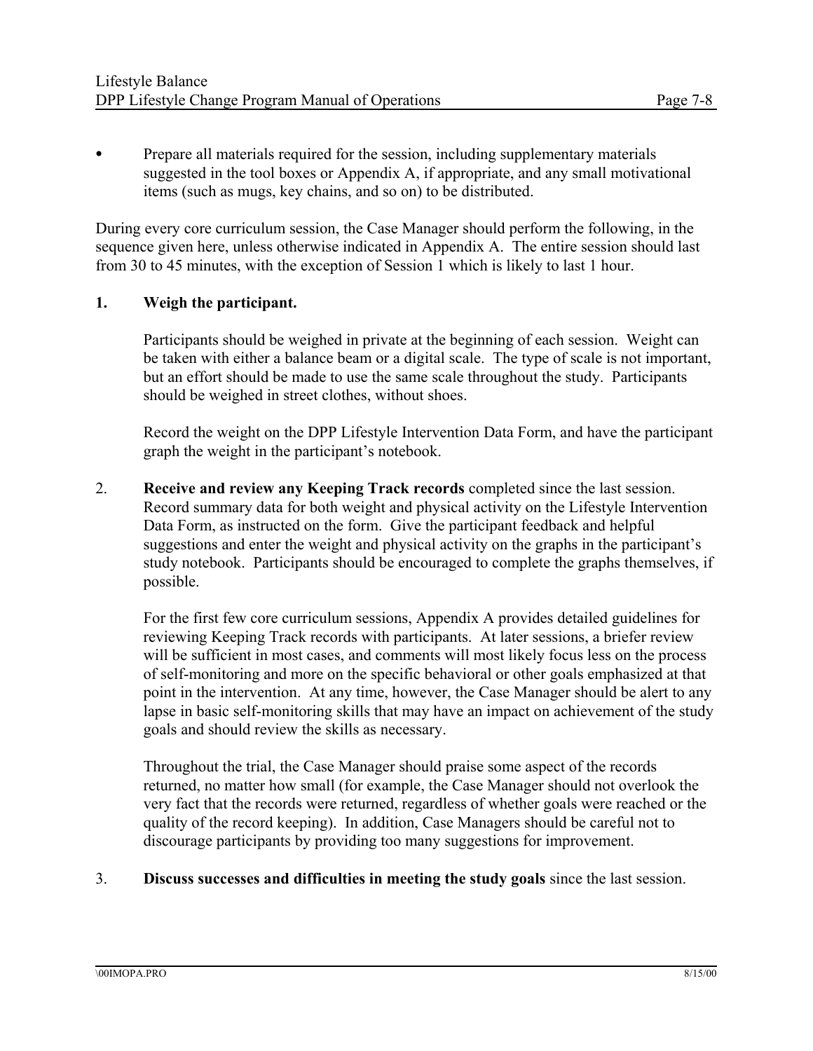- Prepare all materials required for the session, including supplementary materials suggested in the tool boxes or Appendix A, if appropriate, and any small motivational items (such as mugs, key chains, and so on) to be distributed.

During every core curriculum session, the Case Manager should perform the following, in the sequence given here, unless otherwise indicated in Appendix A. The entire session should last from 30 to 45 minutes, with the exception of Session 1 which is likely to last 1 hour.

1. **Weigh the participant.**

   Participants should be weighed in private at the beginning of each session. Weight can be taken with either a balance beam or a digital scale. The type of scale is not important, but an effort should be made to use the same scale throughout the study. Participants should be weighed in street clothes, without shoes.

   Record the weight on the DPP Lifestyle Intervention Data Form, and have the participant graph the weight in the participant's notebook.

2. **Receive and review any Keeping Track records** completed since the last session. Record summary data for both weight and physical activity on the Lifestyle Intervention Data Form, as instructed on the form. Give the participant feedback and helpful suggestions and enter the weight and physical activity on the graphs in the participant's study notebook. Participants should be encouraged to complete the graphs themselves, if possible.

   For the first few core curriculum sessions, Appendix A provides detailed guidelines for reviewing Keeping Track records with participants. At later sessions, a briefer review will be sufficient in most cases, and comments will most likely focus less on the process of self-monitoring and more on the specific behavioral or other goals emphasized at that point in the intervention. At any time, however, the Case Manager should be alert to any lapse in basic self-monitoring skills that may have an impact on achievement of the study goals and should review the skills as necessary.

   Throughout the trial, the Case Manager should praise some aspect of the records returned, no matter how small (for example, the Case Manager should not overlook the very fact that the records were returned, regardless of whether goals were reached or the quality of the record keeping). In addition, Case Managers should be careful not to discourage participants by providing too many suggestions for improvement.

3. **Discuss successes and difficulties in meeting the study goals** since the last session.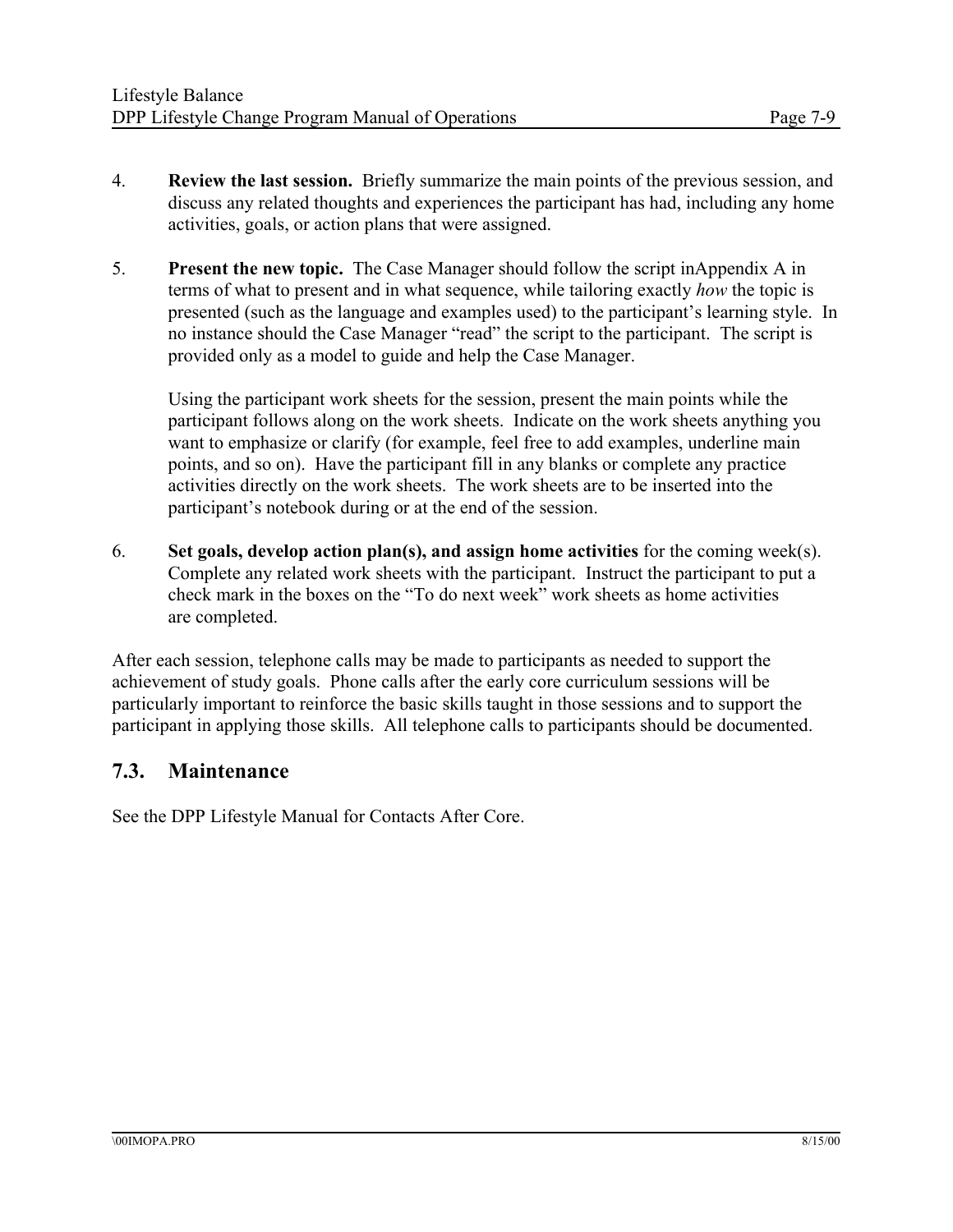4. **Review the last session.** Briefly summarize the main points of the previous session, and discuss any related thoughts and experiences the participant has had, including any home activities, goals, or action plans that were assigned.

5. **Present the new topic.** The Case Manager should follow the script inAppendix A in terms of what to present and in what sequence, while tailoring exactly *how* the topic is presented (such as the language and examples used) to the participant's learning style. In no instance should the Case Manager "read" the script to the participant. The script is provided only as a model to guide and help the Case Manager.

   Using the participant work sheets for the session, present the main points while the participant follows along on the work sheets. Indicate on the work sheets anything you want to emphasize or clarify (for example, feel free to add examples, underline main points, and so on). Have the participant fill in any blanks or complete any practice activities directly on the work sheets. The work sheets are to be inserted into the participant's notebook during or at the end of the session.

6. **Set goals, develop action plan(s), and assign home activities** for the coming week(s). Complete any related work sheets with the participant. Instruct the participant to put a check mark in the boxes on the "To do next week" work sheets as home activities are completed.

After each session, telephone calls may be made to participants as needed to support the achievement of study goals. Phone calls after the early core curriculum sessions will be particularly important to reinforce the basic skills taught in those sessions and to support the participant in applying those skills. All telephone calls to participants should be documented.

## 7.3. Maintenance

See the DPP Lifestyle Manual for Contacts After Core.